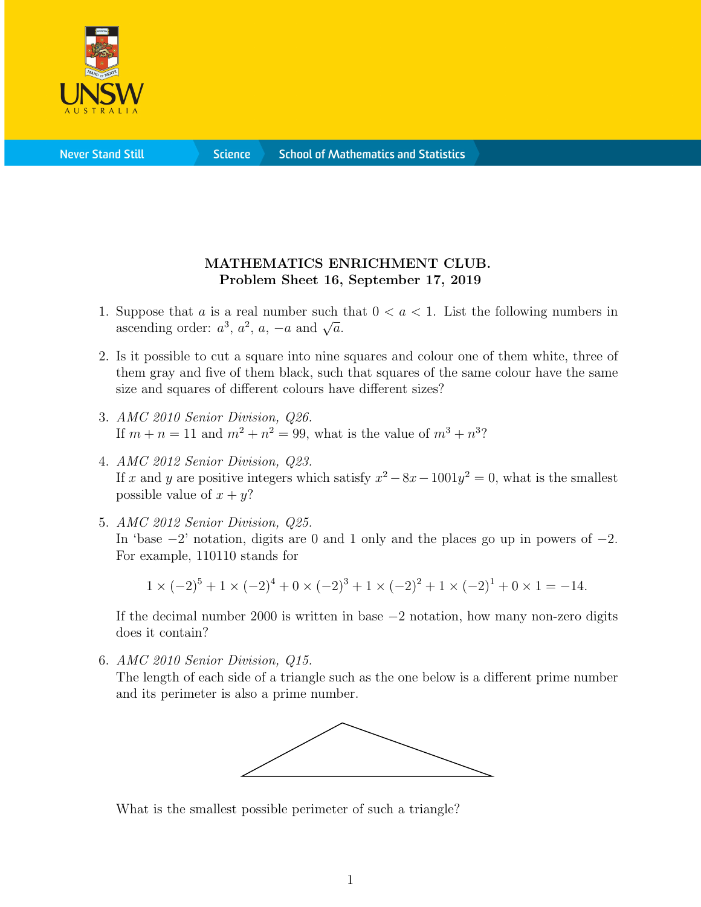**MATHEMATICS ENRICHMENT CLUB.**
**Problem Sheet 16, September 17, 2019**

1. Suppose that $a$ is a real number such that $0 < a < 1$. List the following numbers in ascending order: $a^3$, $a^2$, $a$, $-a$ and $\sqrt{a}$.

2. Is it possible to cut a square into nine squares and colour one of them white, three of them gray and five of them black, such that squares of the same colour have the same size and squares of different colours have different sizes?

3. *AMC 2010 Senior Division, Q26.*
   If $m + n = 11$ and $m^2 + n^2 = 99$, what is the value of $m^3 + n^3$?

4. *AMC 2012 Senior Division, Q23.*
   If $x$ and $y$ are positive integers which satisfy $x^2 - 8x - 1001y^2 = 0$, what is the smallest possible value of $x + y$?

5. *AMC 2012 Senior Division, Q25.*
   In 'base $-2$' notation, digits are 0 and 1 only and the places go up in powers of $-2$. For example, 110110 stands for

   $$1 \times (-2)^5 + 1 \times (-2)^4 + 0 \times (-2)^3 + 1 \times (-2)^2 + 1 \times (-2)^1 + 0 \times 1 = -14.$$

   If the decimal number 2000 is written in base $-2$ notation, how many non-zero digits does it contain?

6. *AMC 2010 Senior Division, Q15.*
   The length of each side of a triangle such as the one below is a different prime number and its perimeter is also a prime number.

   What is the smallest possible perimeter of such a triangle?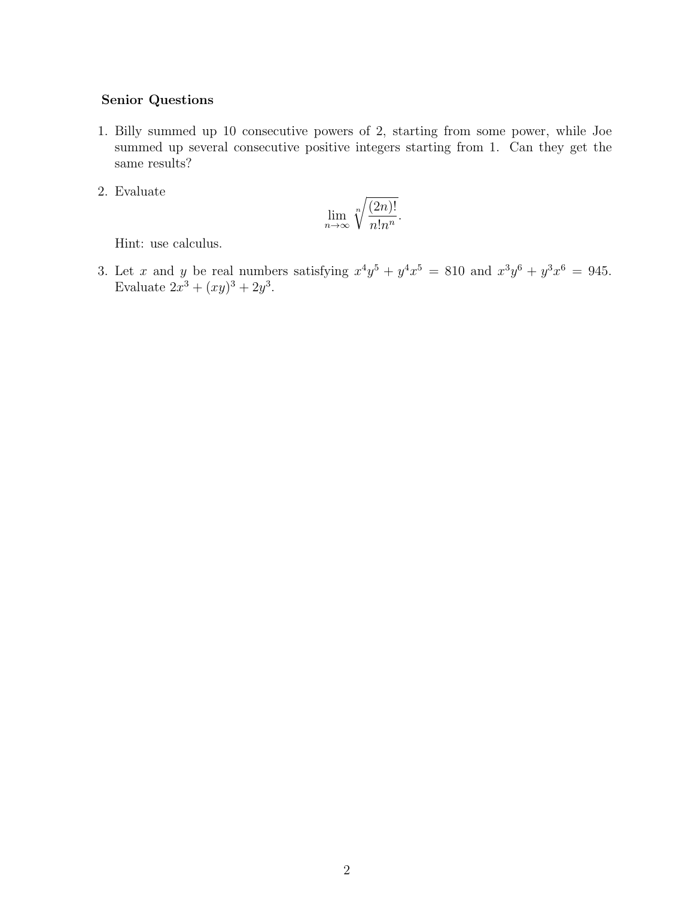**Senior Questions**

1. Billy summed up 10 consecutive powers of 2, starting from some power, while Joe summed up several consecutive positive integers starting from 1. Can they get the same results?

2. Evaluate

$$\lim_{n\to\infty} \sqrt[n]{\frac{(2n)!}{n!n^n}}.$$

   Hint: use calculus.

3. Let $x$ and $y$ be real numbers satisfying $x^4y^5 + y^4x^5 = 810$ and $x^3y^6 + y^3x^6 = 945$. Evaluate $2x^3 + (xy)^3 + 2y^3$.